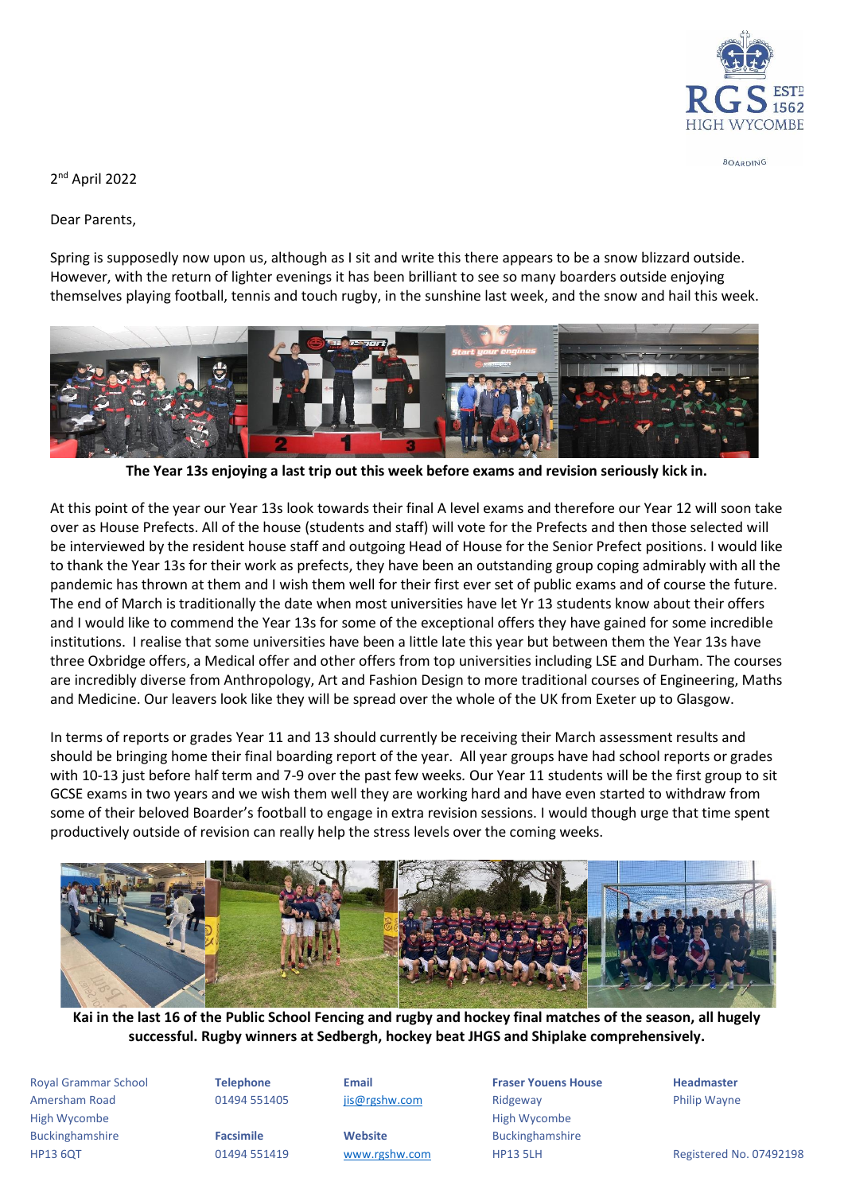2nd April 2022

Dear Parents,

Spring is supposedly now upon us, although as I sit and write this there appears to be a snow blizzard outside. However, with the return of lighter evenings it has been brilliant to see so many boarders outside enjoying themselves playing football, tennis and touch rugby, in the sunshine last week, and the snow and hail this week.

**The Year 13s enjoying a last trip out this week before exams and revision seriously kick in.**

At this point of the year our Year 13s look towards their final A level exams and therefore our Year 12 will soon take over as House Prefects. All of the house (students and staff) will vote for the Prefects and then those selected will be interviewed by the resident house staff and outgoing Head of House for the Senior Prefect positions. I would like to thank the Year 13s for their work as prefects, they have been an outstanding group coping admirably with all the pandemic has thrown at them and I wish them well for their first ever set of public exams and of course the future. The end of March is traditionally the date when most universities have let Yr 13 students know about their offers and I would like to commend the Year 13s for some of the exceptional offers they have gained for some incredible institutions. I realise that some universities have been a little late this year but between them the Year 13s have three Oxbridge offers, a Medical offer and other offers from top universities including LSE and Durham. The courses are incredibly diverse from Anthropology, Art and Fashion Design to more traditional courses of Engineering, Maths and Medicine. Our leavers look like they will be spread over the whole of the UK from Exeter up to Glasgow.

In terms of reports or grades Year 11 and 13 should currently be receiving their March assessment results and should be bringing home their final boarding report of the year. All year groups have had school reports or grades with 10-13 just before half term and 7-9 over the past few weeks. Our Year 11 students will be the first group to sit GCSE exams in two years and we wish them well they are working hard and have even started to withdraw from some of their beloved Boarder's football to engage in extra revision sessions. I would though urge that time spent productively outside of revision can really help the stress levels over the coming weeks.

**Kai in the last 16 of the Public School Fencing and rugby and hockey final matches of the season, all hugely successful. Rugby winners at Sedbergh, hockey beat JHGS and Shiplake comprehensively.**

Royal Grammar School
Amersham Road
High Wycombe
Buckinghamshire
HP13 6QT

**Telephone**
01494 551405

**Facsimile**
01494 551419

**Email**
jis@rgshw.com

**Website**
www.rgshw.com

**Fraser Youens House**
Ridgeway
High Wycombe
Buckinghamshire
HP13 5LH

**Headmaster**
Philip Wayne

Registered No. 07492198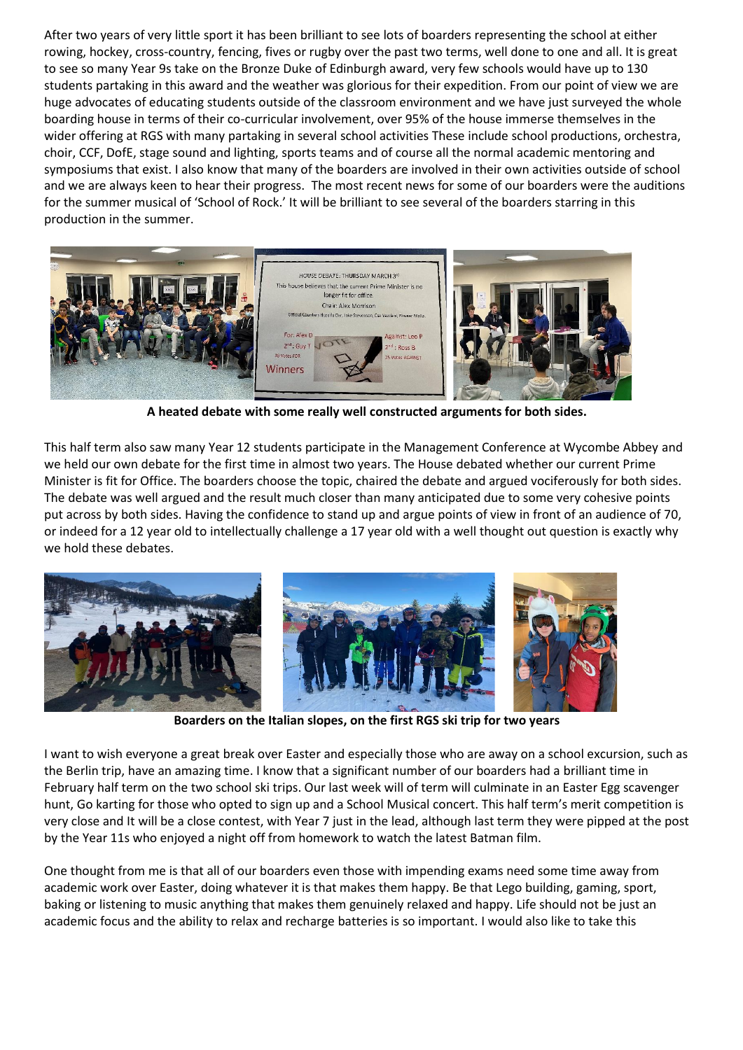After two years of very little sport it has been brilliant to see lots of boarders representing the school at either rowing, hockey, cross-country, fencing, fives or rugby over the past two terms, well done to one and all. It is great to see so many Year 9s take on the Bronze Duke of Edinburgh award, very few schools would have up to 130 students partaking in this award and the weather was glorious for their expedition. From our point of view we are huge advocates of educating students outside of the classroom environment and we have just surveyed the whole boarding house in terms of their co-curricular involvement, over 95% of the house immerse themselves in the wider offering at RGS with many partaking in several school activities These include school productions, orchestra, choir, CCF, DofE, stage sound and lighting, sports teams and of course all the normal academic mentoring and symposiums that exist. I also know that many of the boarders are involved in their own activities outside of school and we are always keen to hear their progress. The most recent news for some of our boarders were the auditions for the summer musical of 'School of Rock.' It will be brilliant to see several of the boarders starring in this production in the summer.

**A heated debate with some really well constructed arguments for both sides.**

This half term also saw many Year 12 students participate in the Management Conference at Wycombe Abbey and we held our own debate for the first time in almost two years. The House debated whether our current Prime Minister is fit for Office. The boarders choose the topic, chaired the debate and argued vociferously for both sides. The debate was well argued and the result much closer than many anticipated due to some very cohesive points put across by both sides. Having the confidence to stand up and argue points of view in front of an audience of 70, or indeed for a 12 year old to intellectually challenge a 17 year old with a well thought out question is exactly why we hold these debates.

**Boarders on the Italian slopes, on the first RGS ski trip for two years**

I want to wish everyone a great break over Easter and especially those who are away on a school excursion, such as the Berlin trip, have an amazing time. I know that a significant number of our boarders had a brilliant time in February half term on the two school ski trips. Our last week of term will culminate in an Easter Egg scavenger hunt, Go karting for those who opted to sign up and a School Musical concert. This half term's merit competition is very close and It will be a close contest, with Year 7 just in the lead, although last term they were pipped at the post by the Year 11s who enjoyed a night off from homework to watch the latest Batman film.

One thought from me is that all of our boarders even those with impending exams need some time away from academic work over Easter, doing whatever it is that makes them happy. Be that Lego building, gaming, sport, baking or listening to music anything that makes them genuinely relaxed and happy. Life should not be just an academic focus and the ability to relax and recharge batteries is so important. I would also like to take this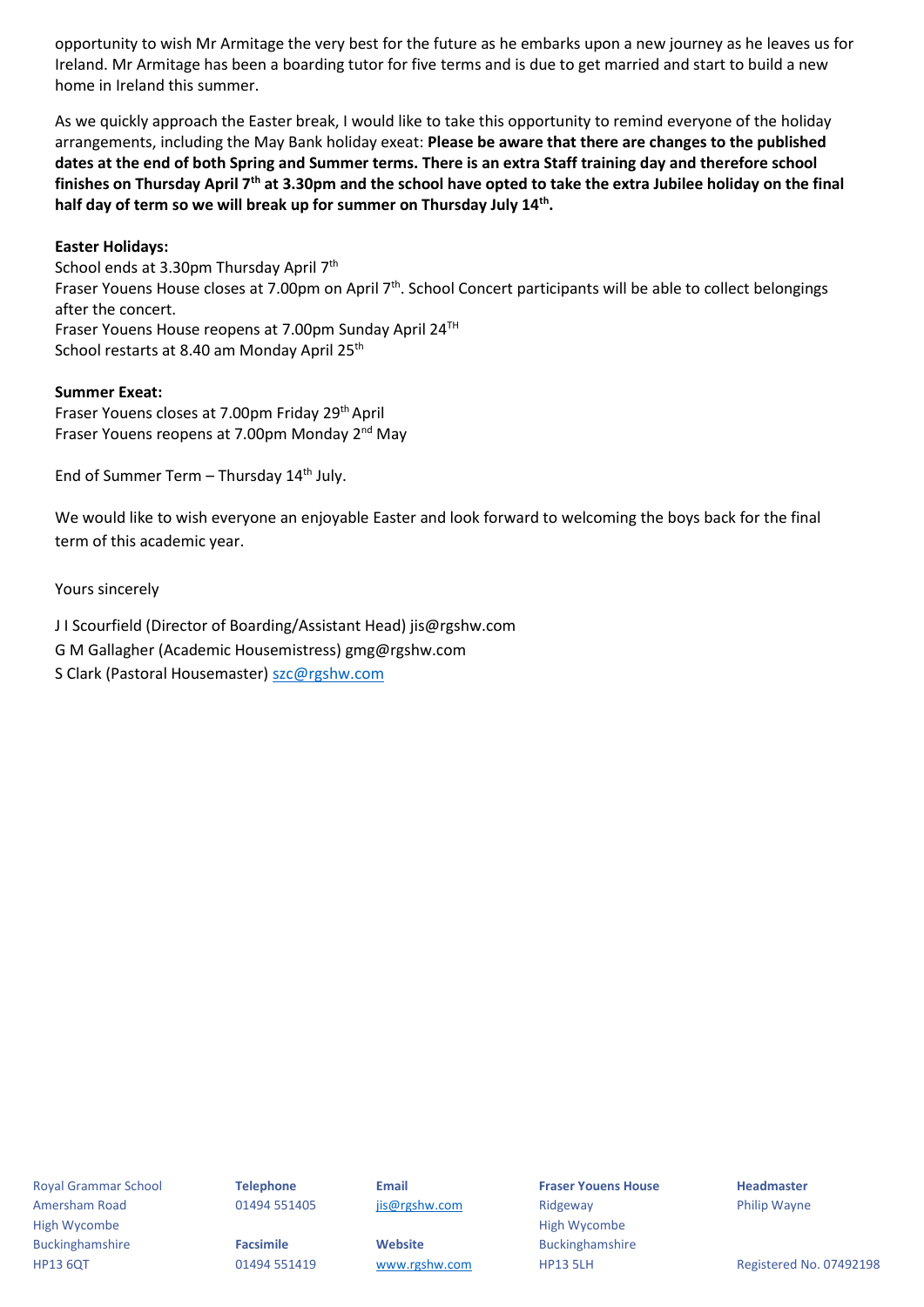opportunity to wish Mr Armitage the very best for the future as he embarks upon a new journey as he leaves us for Ireland. Mr Armitage has been a boarding tutor for five terms and is due to get married and start to build a new home in Ireland this summer.

As we quickly approach the Easter break, I would like to take this opportunity to remind everyone of the holiday arrangements, including the May Bank holiday exeat: **Please be aware that there are changes to the published dates at the end of both Spring and Summer terms. There is an extra Staff training day and therefore school finishes on Thursday April 7th at 3.30pm and the school have opted to take the extra Jubilee holiday on the final half day of term so we will break up for summer on Thursday July 14th.**

**Easter Holidays:**
School ends at 3.30pm Thursday April 7th
Fraser Youens House closes at 7.00pm on April 7th. School Concert participants will be able to collect belongings after the concert.
Fraser Youens House reopens at 7.00pm Sunday April 24TH
School restarts at 8.40 am Monday April 25th

**Summer Exeat:**
Fraser Youens closes at 7.00pm Friday 29th April
Fraser Youens reopens at 7.00pm Monday 2nd May

End of Summer Term – Thursday 14th July.

We would like to wish everyone an enjoyable Easter and look forward to welcoming the boys back for the final term of this academic year.

Yours sincerely

J I Scourfield (Director of Boarding/Assistant Head) jis@rgshw.com
G M Gallagher (Academic Housemistress) gmg@rgshw.com
S Clark (Pastoral Housemaster) szc@rgshw.com

Royal Grammar School
Amersham Road
High Wycombe
Buckinghamshire
HP13 6QT

**Telephone**
01494 551405

**Facsimile**
01494 551419

**Email**
jis@rgshw.com

**Website**
www.rgshw.com

**Fraser Youens House**
Ridgeway
High Wycombe
Buckinghamshire
HP13 5LH

**Headmaster**
Philip Wayne

Registered No. 07492198